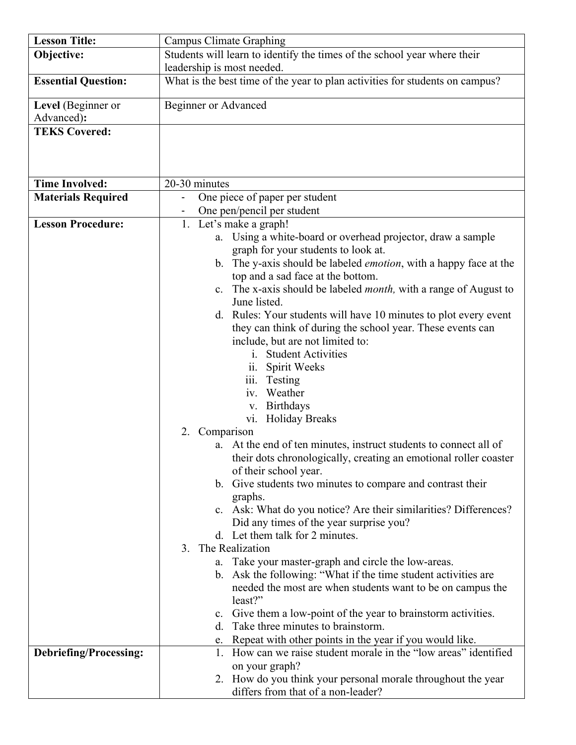| **Lesson Title:** | Campus Climate Graphing |
|---|---|
| **Objective:** | Students will learn to identify the times of the school year where their leadership is most needed. |
| **Essential Question:** | What is the best time of the year to plan activities for students on campus? |
| **Level** (Beginner or Advanced)**:** | Beginner or Advanced |
| **TEKS Covered:** | |
| **Time Involved:** | 20-30 minutes |
| **Materials Required** | - One piece of paper per student<br>- One pen/pencil per student |
| **Lesson Procedure:** | 1. Let's make a graph!<br>a. Using a white-board or overhead projector, draw a sample graph for your students to look at.<br>b. The y-axis should be labeled *emotion*, with a happy face at the top and a sad face at the bottom.<br>c. The x-axis should be labeled *month,* with a range of August to June listed.<br>d. Rules: Your students will have 10 minutes to plot every event they can think of during the school year. These events can include, but are not limited to:<br>i. Student Activities<br>ii. Spirit Weeks<br>iii. Testing<br>iv. Weather<br>v. Birthdays<br>vi. Holiday Breaks<br>2. Comparison<br>a. At the end of ten minutes, instruct students to connect all of their dots chronologically, creating an emotional roller coaster of their school year.<br>b. Give students two minutes to compare and contrast their graphs.<br>c. Ask: What do you notice? Are their similarities? Differences? Did any times of the year surprise you?<br>d. Let them talk for 2 minutes.<br>3. The Realization<br>a. Take your master-graph and circle the low-areas.<br>b. Ask the following: "What if the time student activities are needed the most are when students want to be on campus the least?"<br>c. Give them a low-point of the year to brainstorm activities.<br>d. Take three minutes to brainstorm.<br>e. Repeat with other points in the year if you would like. |
| **Debriefing/Processing:** | 1. How can we raise student morale in the "low areas" identified on your graph?<br>2. How do you think your personal morale throughout the year differs from that of a non-leader? |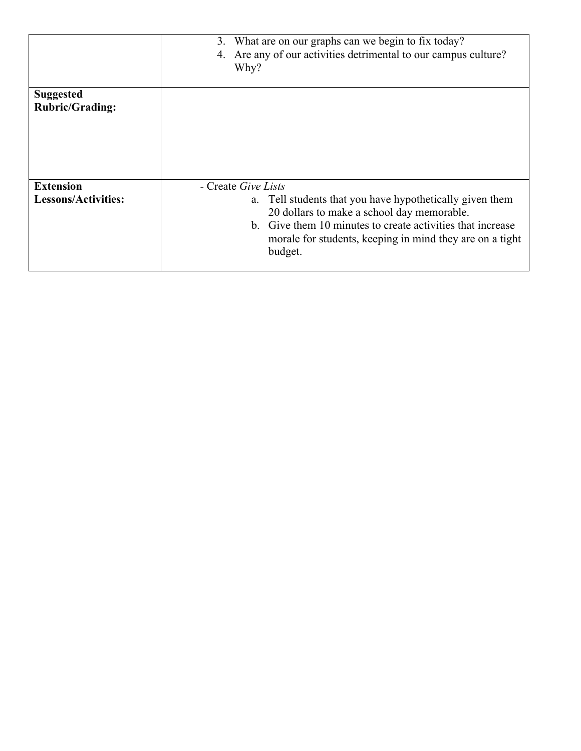| | |
|---|---|
| | 3. What are on our graphs can we begin to fix today?<br>4. Are any of our activities detrimental to our campus culture? Why? |
| **Suggested Rubric/Grading:** | |
| **Extension Lessons/Activities:** | - Create *Give Lists*<br>a. Tell students that you have hypothetically given them 20 dollars to make a school day memorable.<br>b. Give them 10 minutes to create activities that increase morale for students, keeping in mind they are on a tight budget. |